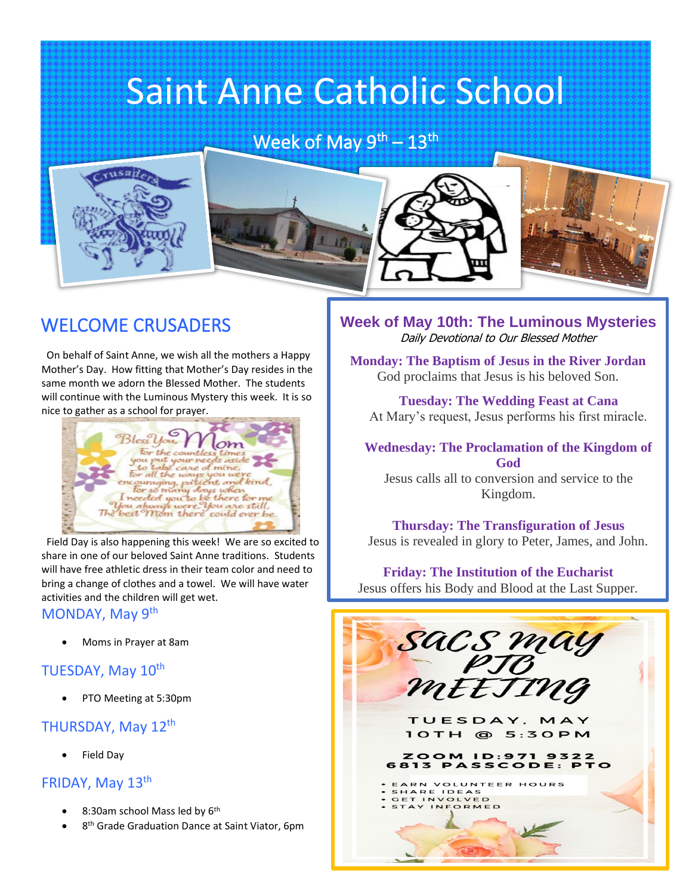# Saint Anne Catholic School

Week of May 9th – 13th

## WELCOME CRUSADERS

On behalf of Saint Anne, we wish all the mothers a Happy Mother's Day. How fitting that Mother's Day resides in the same month we adorn the Blessed Mother. The students will continue with the Luminous Mystery this week. It is so nice to gather as a school for prayer.

Bless You Mom
For the countless times
you put your needs aside
to take care of mine,
For all the ways you were
encouraging, patient and kind,
For so many days when
I needed you to be there for me
You always were. You are still,
The best Mom there could ever be.

Field Day is also happening this week! We are so excited to share in one of our beloved Saint Anne traditions. Students will have free athletic dress in their team color and need to bring a change of clothes and a towel. We will have water activities and the children will get wet.

### MONDAY, May 9th

- Moms in Prayer at 8am

### TUESDAY, May 10th

- PTO Meeting at 5:30pm

### THURSDAY, May 12th

- Field Day

### FRIDAY, May 13th

- 8:30am school Mass led by 6th
- 8th Grade Graduation Dance at Saint Viator, 6pm

## Week of May 10th: The Luminous Mysteries

*Daily Devotional to Our Blessed Mother*

**Monday: The Baptism of Jesus in the River Jordan**
God proclaims that Jesus is his beloved Son.

**Tuesday: The Wedding Feast at Cana**
At Mary's request, Jesus performs his first miracle.

**Wednesday: The Proclamation of the Kingdom of God**
Jesus calls all to conversion and service to the Kingdom.

**Thursday: The Transfiguration of Jesus**
Jesus is revealed in glory to Peter, James, and John.

**Friday: The Institution of the Eucharist**
Jesus offers his Body and Blood at the Last Supper.

## SACS May PTO Meeting

TUESDAY, MAY 10TH @ 5:30PM

ZOOM ID: 971 9322 6813 PASSCODE: PTO

- EARN VOLUNTEER HOURS
- SHARE IDEAS
- GET INVOLVED
- STAY INFORMED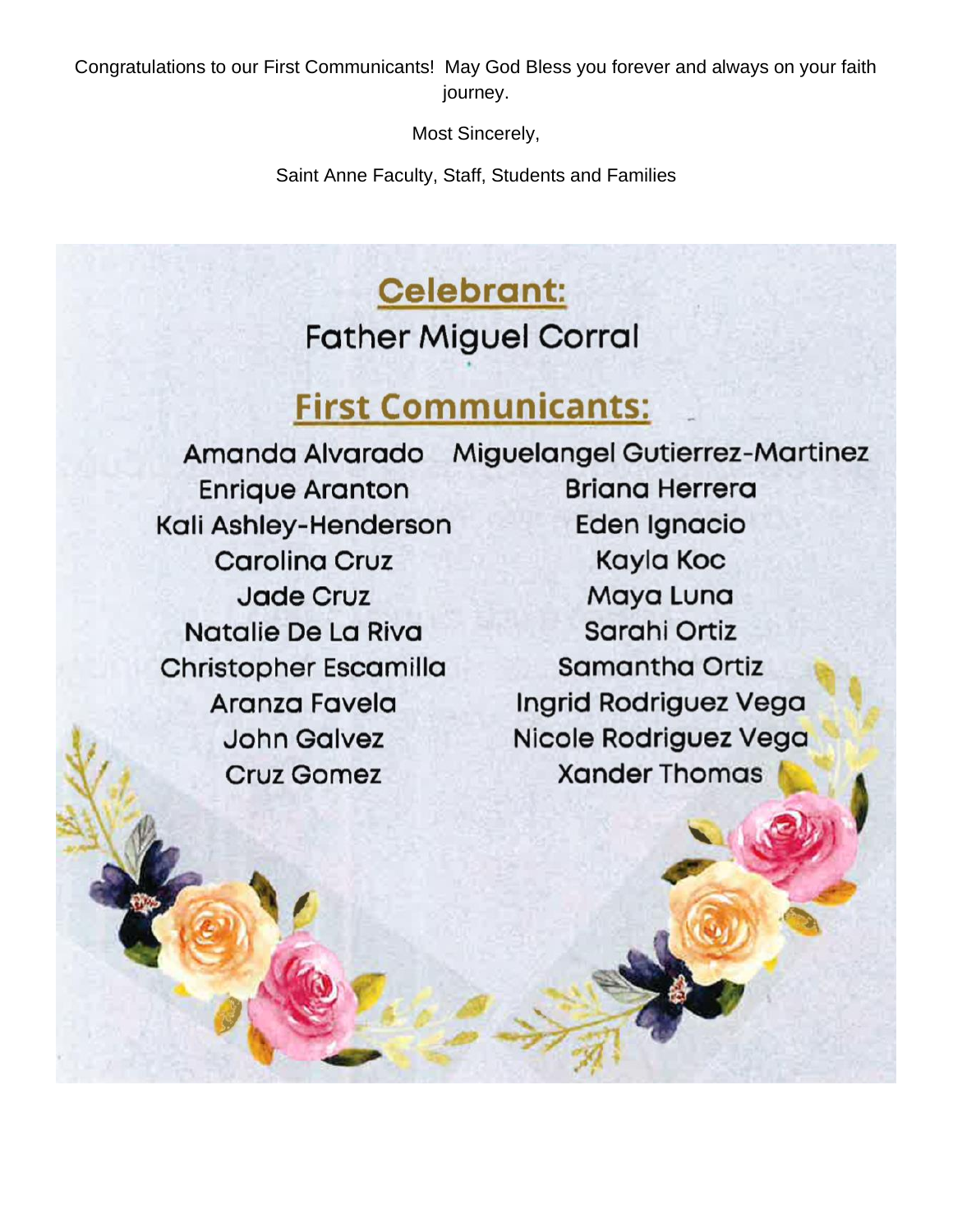Congratulations to our First Communicants! May God Bless you forever and always on your faith journey.

Most Sincerely,

Saint Anne Faculty, Staff, Students and Families

## Celebrant:

Father Miguel Corral

## First Communicants:

Amanda Alvarado
Enrique Aranton
Kali Ashley-Henderson
Carolina Cruz
Jade Cruz
Natalie De La Riva
Christopher Escamilla
Aranza Favela
John Galvez
Cruz Gomez

Miguelangel Gutierrez-Martinez
Briana Herrera
Eden Ignacio
Kayla Koc
Maya Luna
Sarahi Ortiz
Samantha Ortiz
Ingrid Rodriguez Vega
Nicole Rodriguez Vega
Xander Thomas